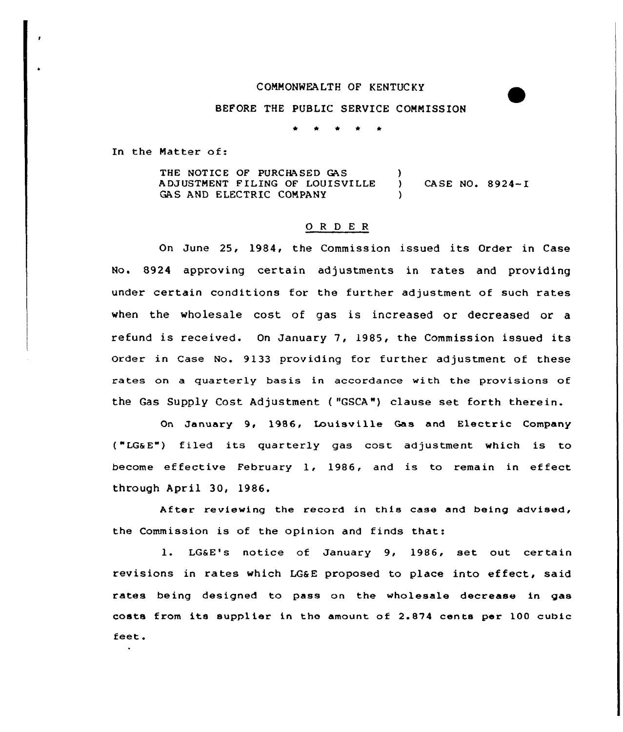COMMONWEALTH OF KENTUCKY

BEFORE THE PUBLIC SERVICE COMMISSION

\* \* \* \* \*

In the Matter of:

| | | |
|---|---|---|
| THE NOTICE OF PURCHASED GAS ADJUSTMENT FILING OF LOUISVILLE GAS AND ELECTRIC COMPANY | ) | CASE NO. 8924-I |

## O R D E R

On June 25, 1984, the Commission issued its Order in Case No. 8924 approving certain adjustments in rates and providing under certain conditions for the further adjustment of such rates when the wholesale cost of gas is increased or decreased or a refund is received. On January 7, 1985, the Commission issued its Order in Case No. 9133 providing for further adjustment of these rates on a quarterly basis in accordance with the provisions of the Gas Supply Cost Adjustment ("GSCA") clause set forth therein.

On January 9, 1986, Louisville Gas and Electric Company ("LG&E") filed its quarterly gas cost adjustment which is to become effective February 1, 1986, and is to remain in effect through April 30, 1986.

After reviewing the record in this case and being advised, the Commission is of the opinion and finds that:

1. LG&E's notice of January 9, 1986, set out certain revisions in rates which LG&E proposed to place into effect, said rates being designed to pass on the wholesale decrease in gas costs from its supplier in the amount of 2.874 cents per 100 cubic feet.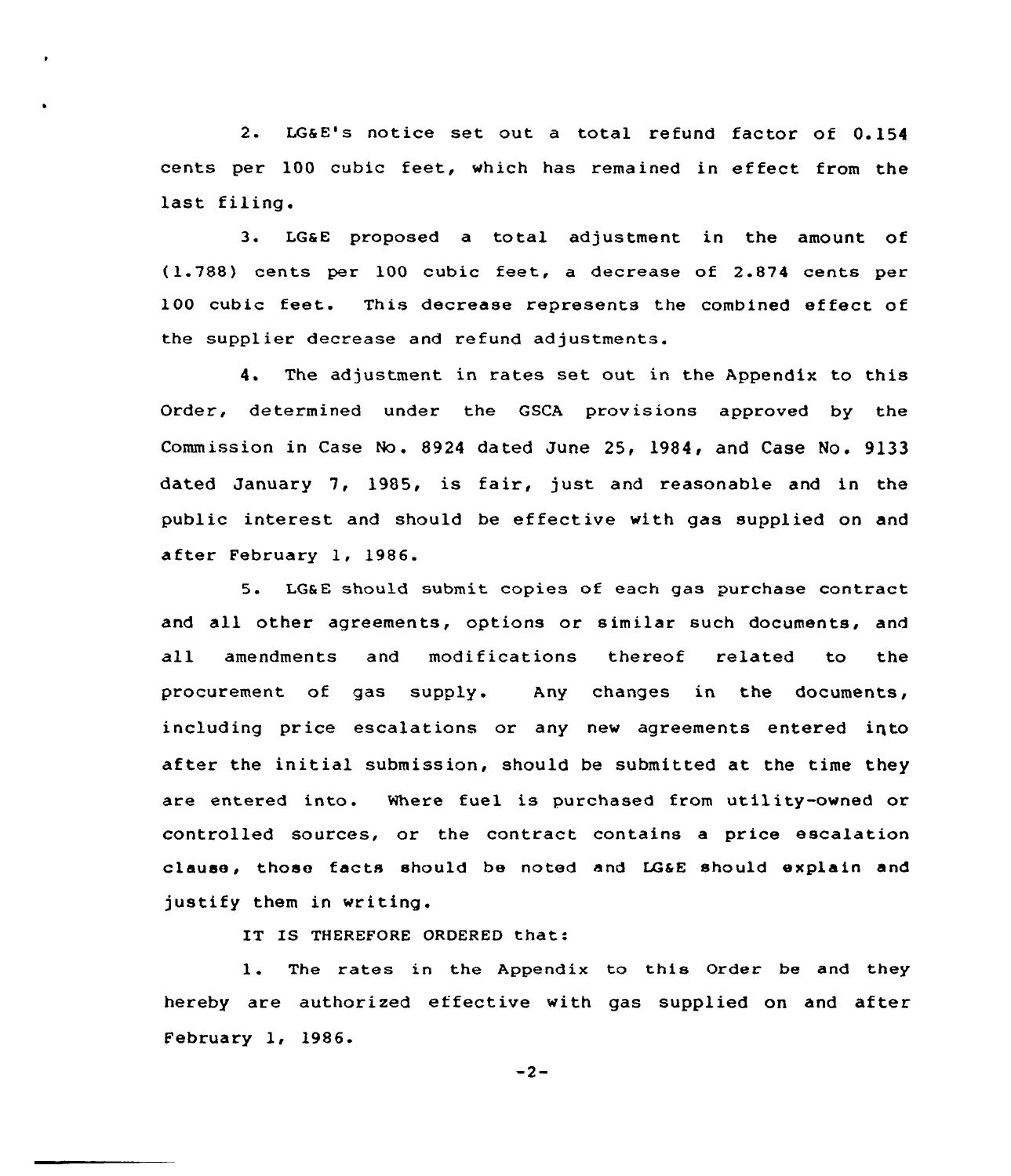2. LG&E's notice set out a total refund factor of 0.154 cents per 100 cubic feet, which has remained in effect from the last filing.

3. LG&E proposed a total adjustment in the amount of (1.788) cents per 100 cubic feet, a decrease of 2.874 cents per 100 cubic feet. This decrease represents the combined effect of the supplier decrease and refund adjustments.

4. The adjustment in rates set out in the Appendix to this Order, determined under the GSCA provisions approved by the Commission in Case No. 8924 dated June 25, 1984, and Case No. 9133 dated January 7, 1985, is fair, just and reasonable and in the public interest and should be effective with gas supplied on and after February 1, 1986.

5. LG&E should submit copies of each gas purchase contract and all other agreements, options or similar such documents, and all amendments and modifications thereof related to the procurement of gas supply. Any changes in the documents, including price escalations or any new agreements entered into after the initial submission, should be submitted at the time they are entered into. Where fuel is purchased from utility-owned or controlled sources, or the contract contains a price escalation clause, those facts should be noted and LG&E should explain and justify them in writing.

IT IS THEREFORE ORDERED that:

1. The rates in the Appendix to this Order be and they hereby are authorized effective with gas supplied on and after February 1, 1986.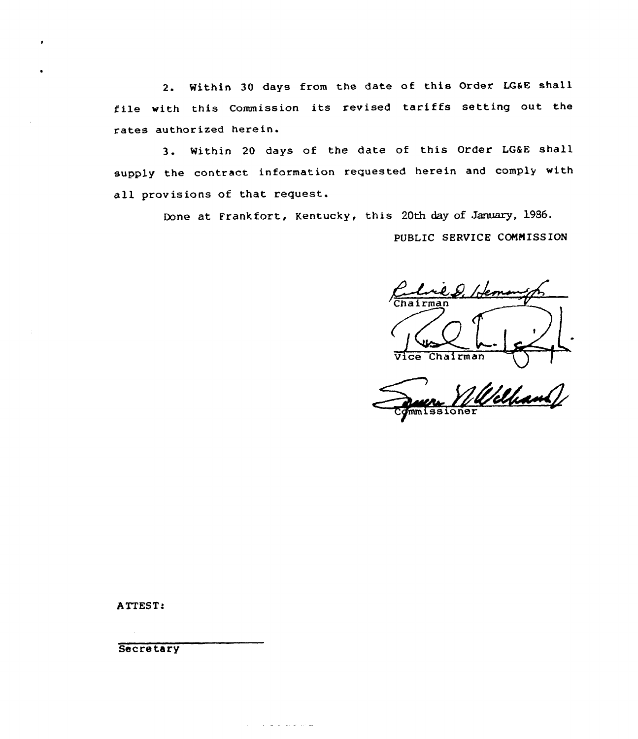2. Within 30 days from the date of this Order LG&E shall file with this Commission its revised tariffs setting out the rates authorized herein.

3. Within 20 days of the date of this Order LG&E shall supply the contract information requested herein and comply with all provisions of that request.

Done at Frankfort, Kentucky, this 20th day of January, 1986.

PUBLIC SERVICE COMMISSION

Chairman

Vice Chairman

Commissioner

ATTEST:

Secretary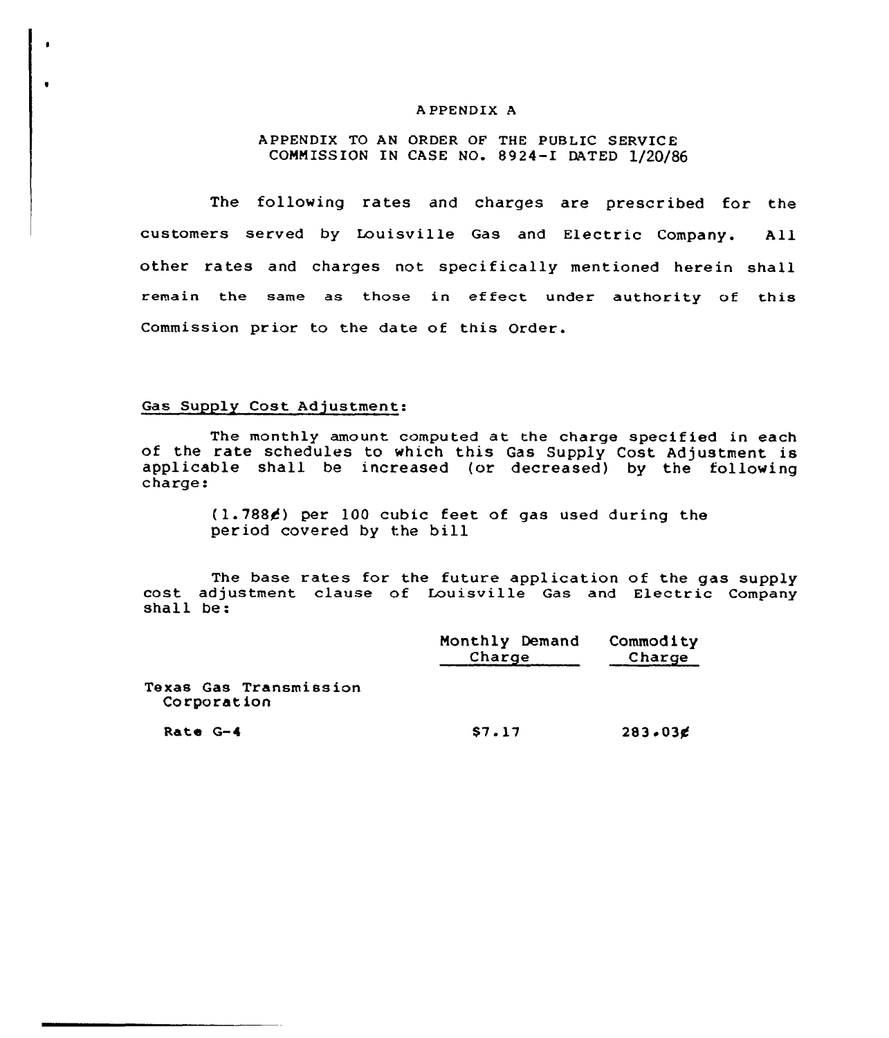# APPENDIX A

APPENDIX TO AN ORDER OF THE PUBLIC SERVICE COMMISSION IN CASE NO. 8924-I DATED 1/20/86

The following rates and charges are prescribed for the customers served by Louisville Gas and Electric Company. All other rates and charges not specifically mentioned herein shall remain the same as those in effect under authority of this Commission prior to the date of this Order.

## Gas Supply Cost Adjustment:

The monthly amount computed at the charge specified in each of the rate schedules to which this Gas Supply Cost Adjustment is applicable shall be increased (or decreased) by the following charge:

> (1.788¢) per 100 cubic feet of gas used during the period covered by the bill

The base rates for the future application of the gas supply cost adjustment clause of Louisville Gas and Electric Company shall be:

| | Monthly Demand Charge | Commodity Charge |
|---|---|---|
| Texas Gas Transmission Corporation | | |
| Rate G-4 | $7.17 | 283.03¢ |